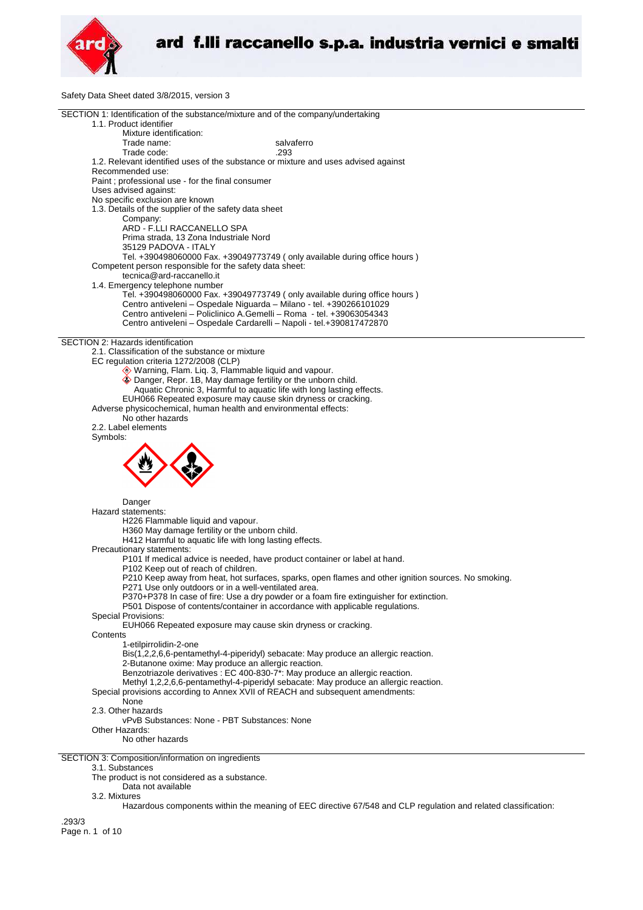ard f.lli raccanello s.p.a. industria vernici e smalti

Safety Data Sheet dated 3/8/2015, version 3

## SECTION 1: Identification of the substance/mixture and of the company/undertaking

1.1. Product identifier

Mixture identification:

Trade name: salvaferro

Trade code: .293

1.2. Relevant identified uses of the substance or mixture and uses advised against

Recommended use:

Paint ; professional use - for the final consumer

Uses advised against:

No specific exclusion are known

1.3. Details of the supplier of the safety data sheet

Company:

ARD - F.LLI RACCANELLO SPA
Prima strada, 13 Zona Industriale Nord
35129 PADOVA - ITALY
Tel. +390498060000 Fax. +39049773749 ( only available during office hours )

Competent person responsible for the safety data sheet:

tecnica@ard-raccanello.it

1.4. Emergency telephone number

Tel. +390498060000 Fax. +39049773749 ( only available during office hours )
Centro antiveleni – Ospedale Niguarda – Milano - tel. +390266101029
Centro antiveleni – Policlinico A.Gemelli – Roma - tel. +39063054343
Centro antiveleni – Ospedale Cardarelli – Napoli - tel.+390817472870

## SECTION 2: Hazards identification

2.1. Classification of the substance or mixture

EC regulation criteria 1272/2008 (CLP)

- Warning, Flam. Liq. 3, Flammable liquid and vapour.
- Danger, Repr. 1B, May damage fertility or the unborn child.
- Aquatic Chronic 3, Harmful to aquatic life with long lasting effects.

EUH066 Repeated exposure may cause skin dryness or cracking.

Adverse physicochemical, human health and environmental effects:

No other hazards

2.2. Label elements

Symbols:

Danger

Hazard statements:

H226 Flammable liquid and vapour.
H360 May damage fertility or the unborn child.
H412 Harmful to aquatic life with long lasting effects.

Precautionary statements:

P101 If medical advice is needed, have product container or label at hand.
P102 Keep out of reach of children.
P210 Keep away from heat, hot surfaces, sparks, open flames and other ignition sources. No smoking.
P271 Use only outdoors or in a well-ventilated area.
P370+P378 In case of fire: Use a dry powder or a foam fire extinguisher for extinction.
P501 Dispose of contents/container in accordance with applicable regulations.

Special Provisions:

EUH066 Repeated exposure may cause skin dryness or cracking.

Contents

1-etilpirrolidin-2-one
Bis(1,2,2,6,6-pentamethyl-4-piperidyl) sebacate: May produce an allergic reaction.
2-Butanone oxime: May produce an allergic reaction.
Benzotriazole derivatives : EC 400-830-7*: May produce an allergic reaction.
Methyl 1,2,2,6,6-pentamethyl-4-piperidyl sebacate: May produce an allergic reaction.

Special provisions according to Annex XVII of REACH and subsequent amendments:

None

2.3. Other hazards

vPvB Substances: None - PBT Substances: None

Other Hazards:

No other hazards

## SECTION 3: Composition/information on ingredients

3.1. Substances

The product is not considered as a substance.

Data not available

3.2. Mixtures

Hazardous components within the meaning of EEC directive 67/548 and CLP regulation and related classification:

.293/3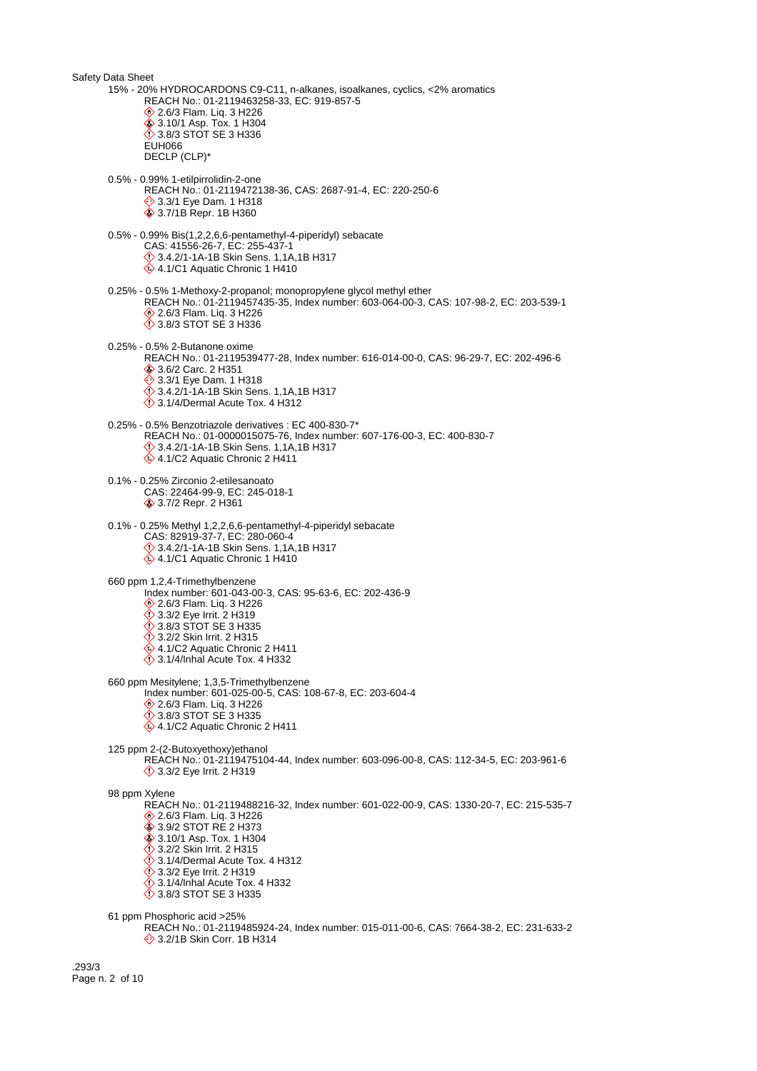15% - 20% HYDROCARDONS C9-C11, n-alkanes, isoalkanes, cyclics, <2% aromatics
REACH No.: 01-2119463258-33, EC: 919-857-5
- 2.6/3 Flam. Liq. 3 H226
- 3.10/1 Asp. Tox. 1 H304
- 3.8/3 STOT SE 3 H336
- EUH066
- DECLP (CLP)*

0.5% - 0.99% 1-etilpirrolidin-2-one
REACH No.: 01-2119472138-36, CAS: 2687-91-4, EC: 220-250-6
- 3.3/1 Eye Dam. 1 H318
- 3.7/1B Repr. 1B H360

0.5% - 0.99% Bis(1,2,2,6,6-pentamethyl-4-piperidyl) sebacate
CAS: 41556-26-7, EC: 255-437-1
- 3.4.2/1-1A-1B Skin Sens. 1,1A,1B H317
- 4.1/C1 Aquatic Chronic 1 H410

0.25% - 0.5% 1-Methoxy-2-propanol; monopropylene glycol methyl ether
REACH No.: 01-2119457435-35, Index number: 603-064-00-3, CAS: 107-98-2, EC: 203-539-1
- 2.6/3 Flam. Liq. 3 H226
- 3.8/3 STOT SE 3 H336

0.25% - 0.5% 2-Butanone oxime
REACH No.: 01-2119539477-28, Index number: 616-014-00-0, CAS: 96-29-7, EC: 202-496-6
- 3.6/2 Carc. 2 H351
- 3.3/1 Eye Dam. 1 H318
- 3.4.2/1-1A-1B Skin Sens. 1,1A,1B H317
- 3.1/4/Dermal Acute Tox. 4 H312

0.25% - 0.5% Benzotriazole derivatives : EC 400-830-7*
REACH No.: 01-0000015075-76, Index number: 607-176-00-3, EC: 400-830-7
- 3.4.2/1-1A-1B Skin Sens. 1,1A,1B H317
- 4.1/C2 Aquatic Chronic 2 H411

0.1% - 0.25% Zirconio 2-etilesanoato
CAS: 22464-99-9, EC: 245-018-1
- 3.7/2 Repr. 2 H361

0.1% - 0.25% Methyl 1,2,2,6,6-pentamethyl-4-piperidyl sebacate
CAS: 82919-37-7, EC: 280-060-4
- 3.4.2/1-1A-1B Skin Sens. 1,1A,1B H317
- 4.1/C1 Aquatic Chronic 1 H410

660 ppm 1,2,4-Trimethylbenzene
Index number: 601-043-00-3, CAS: 95-63-6, EC: 202-436-9
- 2.6/3 Flam. Liq. 3 H226
- 3.3/2 Eye Irrit. 2 H319
- 3.8/3 STOT SE 3 H335
- 3.2/2 Skin Irrit. 2 H315
- 4.1/C2 Aquatic Chronic 2 H411
- 3.1/4/Inhal Acute Tox. 4 H332

660 ppm Mesitylene; 1,3,5-Trimethylbenzene
Index number: 601-025-00-5, CAS: 108-67-8, EC: 203-604-4
- 2.6/3 Flam. Liq. 3 H226
- 3.8/3 STOT SE 3 H335
- 4.1/C2 Aquatic Chronic 2 H411

125 ppm 2-(2-Butoxyethoxy)ethanol
REACH No.: 01-2119475104-44, Index number: 603-096-00-8, CAS: 112-34-5, EC: 203-961-6
- 3.3/2 Eye Irrit. 2 H319

98 ppm Xylene
REACH No.: 01-2119488216-32, Index number: 601-022-00-9, CAS: 1330-20-7, EC: 215-535-7
- 2.6/3 Flam. Liq. 3 H226
- 3.9/2 STOT RE 2 H373
- 3.10/1 Asp. Tox. 1 H304
- 3.2/2 Skin Irrit. 2 H315
- 3.1/4/Dermal Acute Tox. 4 H312
- 3.3/2 Eye Irrit. 2 H319
- 3.1/4/Inhal Acute Tox. 4 H332
- 3.8/3 STOT SE 3 H335

61 ppm Phosphoric acid >25%
REACH No.: 01-2119485924-24, Index number: 015-011-00-6, CAS: 7664-38-2, EC: 231-633-2
- 3.2/1B Skin Corr. 1B H314

.293/3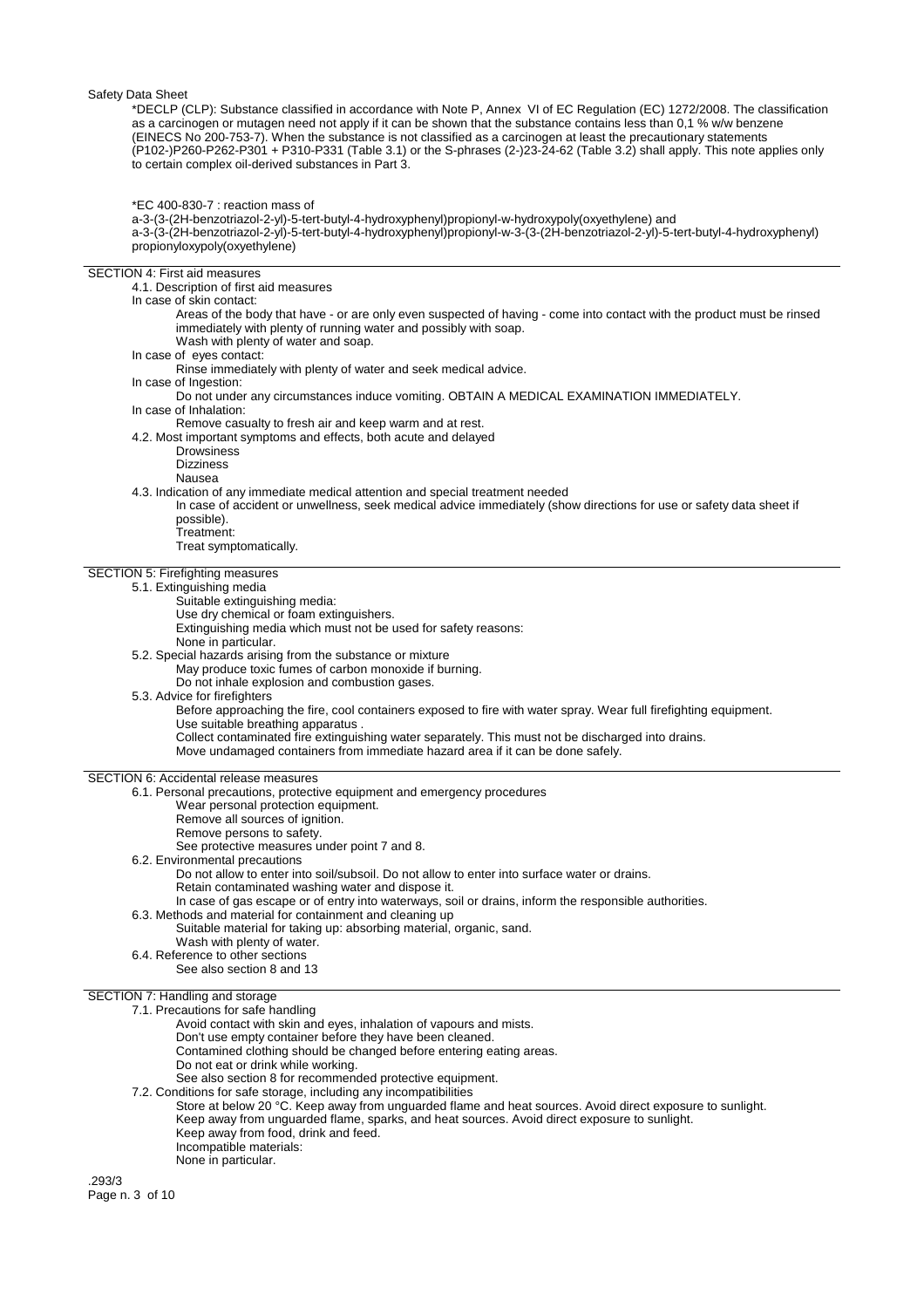*DECLP (CLP): Substance classified in accordance with Note P, Annex VI of EC Regulation (EC) 1272/2008. The classification as a carcinogen or mutagen need not apply if it can be shown that the substance contains less than 0,1 % w/w benzene (EINECS No 200-753-7). When the substance is not classified as a carcinogen at least the precautionary statements (P102-)P260-P262-P301 + P310-P331 (Table 3.1) or the S-phrases (2-)23-24-62 (Table 3.2) shall apply. This note applies only to certain complex oil-derived substances in Part 3.

*EC 400-830-7 : reaction mass of
a-3-(3-(2H-benzotriazol-2-yl)-5-tert-butyl-4-hydroxyphenyl)propionyl-w-hydroxypoly(oxyethylene) and
a-3-(3-(2H-benzotriazol-2-yl)-5-tert-butyl-4-hydroxyphenyl)propionyl-w-3-(3-(2H-benzotriazol-2-yl)-5-tert-butyl-4-hydroxyphenyl)propionyloxypoly(oxyethylene)

## SECTION 4: First aid measures

### 4.1. Description of first aid measures

In case of skin contact:

Areas of the body that have - or are only even suspected of having - come into contact with the product must be rinsed immediately with plenty of running water and possibly with soap.
Wash with plenty of water and soap.

In case of eyes contact:

Rinse immediately with plenty of water and seek medical advice.

In case of Ingestion:

Do not under any circumstances induce vomiting. OBTAIN A MEDICAL EXAMINATION IMMEDIATELY.

In case of Inhalation:

Remove casualty to fresh air and keep warm and at rest.

### 4.2. Most important symptoms and effects, both acute and delayed

Drowsiness
Dizziness
Nausea

### 4.3. Indication of any immediate medical attention and special treatment needed

In case of accident or unwellness, seek medical advice immediately (show directions for use or safety data sheet if possible).
Treatment:
Treat symptomatically.

## SECTION 5: Firefighting measures

### 5.1. Extinguishing media

Suitable extinguishing media:
Use dry chemical or foam extinguishers.
Extinguishing media which must not be used for safety reasons:
None in particular.

### 5.2. Special hazards arising from the substance or mixture

May produce toxic fumes of carbon monoxide if burning.
Do not inhale explosion and combustion gases.

### 5.3. Advice for firefighters

Before approaching the fire, cool containers exposed to fire with water spray. Wear full firefighting equipment.
Use suitable breathing apparatus .
Collect contaminated fire extinguishing water separately. This must not be discharged into drains.
Move undamaged containers from immediate hazard area if it can be done safely.

## SECTION 6: Accidental release measures

### 6.1. Personal precautions, protective equipment and emergency procedures

Wear personal protection equipment.
Remove all sources of ignition.
Remove persons to safety.
See protective measures under point 7 and 8.

### 6.2. Environmental precautions

Do not allow to enter into soil/subsoil. Do not allow to enter into surface water or drains.
Retain contaminated washing water and dispose it.
In case of gas escape or of entry into waterways, soil or drains, inform the responsible authorities.

### 6.3. Methods and material for containment and cleaning up

Suitable material for taking up: absorbing material, organic, sand.
Wash with plenty of water.

### 6.4. Reference to other sections

See also section 8 and 13

## SECTION 7: Handling and storage

### 7.1. Precautions for safe handling

Avoid contact with skin and eyes, inhalation of vapours and mists.
Don't use empty container before they have been cleaned.
Contamined clothing should be changed before entering eating areas.
Do not eat or drink while working.
See also section 8 for recommended protective equipment.

### 7.2. Conditions for safe storage, including any incompatibilities

Store at below 20 °C. Keep away from unguarded flame and heat sources. Avoid direct exposure to sunlight.
Keep away from unguarded flame, sparks, and heat sources. Avoid direct exposure to sunlight.
Keep away from food, drink and feed.
Incompatible materials:
None in particular.

.293/3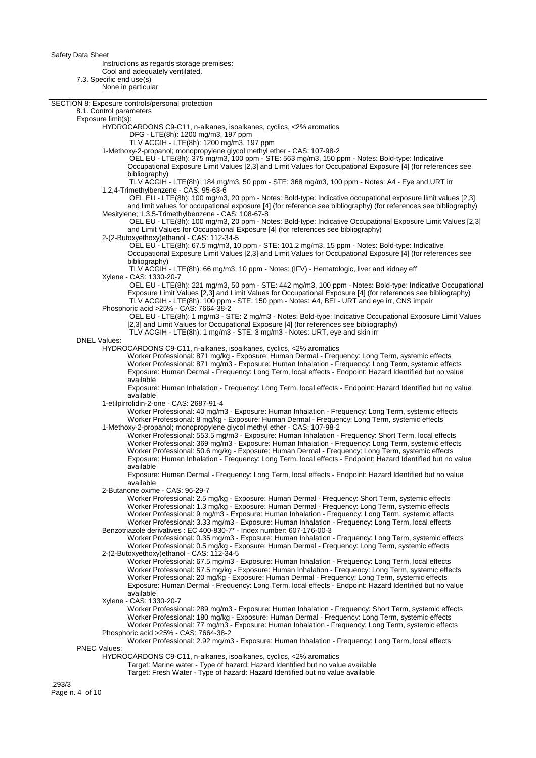Instructions as regards storage premises:
Cool and adequately ventilated.

7.3. Specific end use(s)
None in particular

## SECTION 8: Exposure controls/personal protection

### 8.1. Control parameters

Exposure limit(s):

HYDROCARDONS C9-C11, n-alkanes, isoalkanes, cyclics, <2% aromatics
- DFG - LTE(8h): 1200 mg/m3, 197 ppm
- TLV ACGIH - LTE(8h): 1200 mg/m3, 197 ppm

1-Methoxy-2-propanol; monopropylene glycol methyl ether - CAS: 107-98-2
- OEL EU - LTE(8h): 375 mg/m3, 100 ppm - STE: 563 mg/m3, 150 ppm - Notes: Bold-type: Indicative Occupational Exposure Limit Values [2,3] and Limit Values for Occupational Exposure [4] (for references see bibliography)
- TLV ACGIH - LTE(8h): 184 mg/m3, 50 ppm - STE: 368 mg/m3, 100 ppm - Notes: A4 - Eye and URT irr

1,2,4-Trimethylbenzene - CAS: 95-63-6
- OEL EU - LTE(8h): 100 mg/m3, 20 ppm - Notes: Bold-type: Indicative occupational exposure limit values [2,3] and limit values for occupational exposure [4] (for reference see bibliography) (for references see bibliography)

Mesitylene; 1,3,5-Trimethylbenzene - CAS: 108-67-8
- OEL EU - LTE(8h): 100 mg/m3, 20 ppm - Notes: Bold-type: Indicative Occupational Exposure Limit Values [2,3] and Limit Values for Occupational Exposure [4] (for references see bibliography)

2-(2-Butoxyethoxy)ethanol - CAS: 112-34-5
- OEL EU - LTE(8h): 67.5 mg/m3, 10 ppm - STE: 101.2 mg/m3, 15 ppm - Notes: Bold-type: Indicative Occupational Exposure Limit Values [2,3] and Limit Values for Occupational Exposure [4] (for references see bibliography)
- TLV ACGIH - LTE(8h): 66 mg/m3, 10 ppm - Notes: (IFV) - Hematologic, liver and kidney eff

Xylene - CAS: 1330-20-7
- OEL EU - LTE(8h): 221 mg/m3, 50 ppm - STE: 442 mg/m3, 100 ppm - Notes: Bold-type: Indicative Occupational Exposure Limit Values [2,3] and Limit Values for Occupational Exposure [4] (for references see bibliography)
- TLV ACGIH - LTE(8h): 100 ppm - STE: 150 ppm - Notes: A4, BEI - URT and eye irr, CNS impair

Phosphoric acid >25% - CAS: 7664-38-2
- OEL EU - LTE(8h): 1 mg/m3 - STE: 2 mg/m3 - Notes: Bold-type: Indicative Occupational Exposure Limit Values [2,3] and Limit Values for Occupational Exposure [4] (for references see bibliography)
- TLV ACGIH - LTE(8h): 1 mg/m3 - STE: 3 mg/m3 - Notes: URT, eye and skin irr

DNEL Values:

HYDROCARDONS C9-C11, n-alkanes, isoalkanes, cyclics, <2% aromatics
- Worker Professional: 871 mg/kg - Exposure: Human Dermal - Frequency: Long Term, systemic effects
- Worker Professional: 871 mg/m3 - Exposure: Human Inhalation - Frequency: Long Term, systemic effects
- Exposure: Human Dermal - Frequency: Long Term, local effects - Endpoint: Hazard Identified but no value available
- Exposure: Human Inhalation - Frequency: Long Term, local effects - Endpoint: Hazard Identified but no value available

1-etilpirrolidin-2-one - CAS: 2687-91-4
- Worker Professional: 40 mg/m3 - Exposure: Human Inhalation - Frequency: Long Term, systemic effects
- Worker Professional: 8 mg/kg - Exposure: Human Dermal - Frequency: Long Term, systemic effects

1-Methoxy-2-propanol; monopropylene glycol methyl ether - CAS: 107-98-2
- Worker Professional: 553.5 mg/m3 - Exposure: Human Inhalation - Frequency: Short Term, local effects
- Worker Professional: 369 mg/m3 - Exposure: Human Inhalation - Frequency: Long Term, systemic effects
- Worker Professional: 50.6 mg/kg - Exposure: Human Dermal - Frequency: Long Term, systemic effects
- Exposure: Human Inhalation - Frequency: Long Term, local effects - Endpoint: Hazard Identified but no value available
- Exposure: Human Dermal - Frequency: Long Term, local effects - Endpoint: Hazard Identified but no value available

2-Butanone oxime - CAS: 96-29-7
- Worker Professional: 2.5 mg/kg - Exposure: Human Dermal - Frequency: Short Term, systemic effects
- Worker Professional: 1.3 mg/kg - Exposure: Human Dermal - Frequency: Long Term, systemic effects
- Worker Professional: 9 mg/m3 - Exposure: Human Inhalation - Frequency: Long Term, systemic effects
- Worker Professional: 3.33 mg/m3 - Exposure: Human Inhalation - Frequency: Long Term, local effects

Benzotriazole derivatives : EC 400-830-7* - Index number: 607-176-00-3
- Worker Professional: 0.35 mg/m3 - Exposure: Human Inhalation - Frequency: Long Term, systemic effects
- Worker Professional: 0.5 mg/kg - Exposure: Human Dermal - Frequency: Long Term, systemic effects

2-(2-Butoxyethoxy)ethanol - CAS: 112-34-5
- Worker Professional: 67.5 mg/m3 - Exposure: Human Inhalation - Frequency: Long Term, local effects
- Worker Professional: 67.5 mg/kg - Exposure: Human Inhalation - Frequency: Long Term, systemic effects
- Worker Professional: 20 mg/kg - Exposure: Human Dermal - Frequency: Long Term, systemic effects
- Exposure: Human Dermal - Frequency: Long Term, local effects - Endpoint: Hazard Identified but no value available

Xylene - CAS: 1330-20-7
- Worker Professional: 289 mg/m3 - Exposure: Human Inhalation - Frequency: Short Term, systemic effects
- Worker Professional: 180 mg/kg - Exposure: Human Dermal - Frequency: Long Term, systemic effects
- Worker Professional: 77 mg/m3 - Exposure: Human Inhalation - Frequency: Long Term, systemic effects

Phosphoric acid >25% - CAS: 7664-38-2
- Worker Professional: 2.92 mg/m3 - Exposure: Human Inhalation - Frequency: Long Term, local effects

PNEC Values:

HYDROCARDONS C9-C11, n-alkanes, isoalkanes, cyclics, <2% aromatics
- Target: Marine water - Type of hazard: Hazard Identified but no value available
- Target: Fresh Water - Type of hazard: Hazard Identified but no value available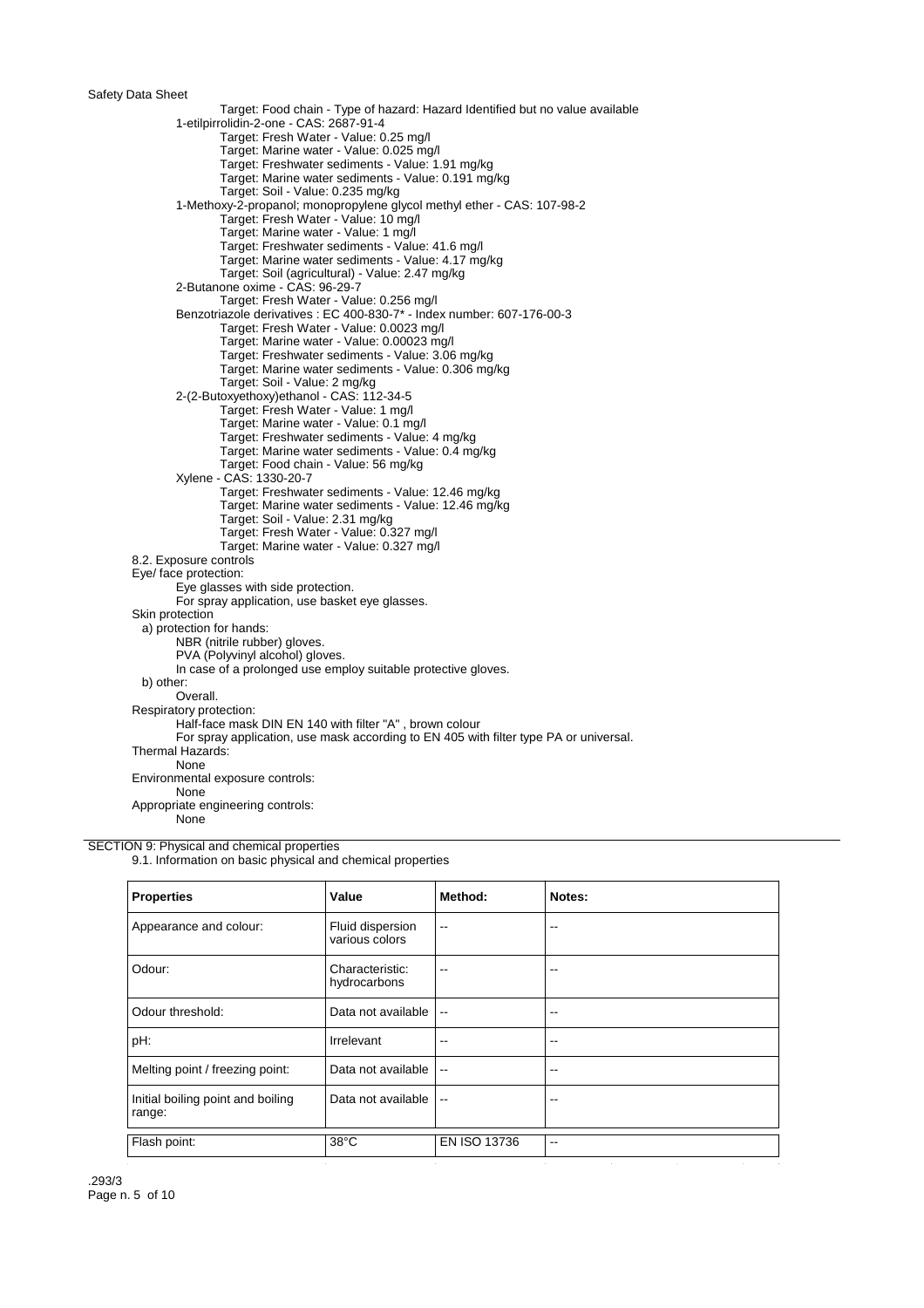Target: Food chain - Type of hazard: Hazard Identified but no value available

1-etilpirrolidin-2-one - CAS: 2687-91-4
- Target: Fresh Water - Value: 0.25 mg/l
- Target: Marine water - Value: 0.025 mg/l
- Target: Freshwater sediments - Value: 1.91 mg/kg
- Target: Marine water sediments - Value: 0.191 mg/kg
- Target: Soil - Value: 0.235 mg/kg

1-Methoxy-2-propanol; monopropylene glycol methyl ether - CAS: 107-98-2
- Target: Fresh Water - Value: 10 mg/l
- Target: Marine water - Value: 1 mg/l
- Target: Freshwater sediments - Value: 41.6 mg/l
- Target: Marine water sediments - Value: 4.17 mg/kg
- Target: Soil (agricultural) - Value: 2.47 mg/kg

2-Butanone oxime - CAS: 96-29-7
- Target: Fresh Water - Value: 0.256 mg/l

Benzotriazole derivatives : EC 400-830-7* - Index number: 607-176-00-3
- Target: Fresh Water - Value: 0.0023 mg/l
- Target: Marine water - Value: 0.00023 mg/l
- Target: Freshwater sediments - Value: 3.06 mg/kg
- Target: Marine water sediments - Value: 0.306 mg/kg
- Target: Soil - Value: 2 mg/kg

2-(2-Butoxyethoxy)ethanol - CAS: 112-34-5
- Target: Fresh Water - Value: 1 mg/l
- Target: Marine water - Value: 0.1 mg/l
- Target: Freshwater sediments - Value: 4 mg/kg
- Target: Marine water sediments - Value: 0.4 mg/kg
- Target: Food chain - Value: 56 mg/kg

Xylene - CAS: 1330-20-7
- Target: Freshwater sediments - Value: 12.46 mg/kg
- Target: Marine water sediments - Value: 12.46 mg/kg
- Target: Soil - Value: 2.31 mg/kg
- Target: Fresh Water - Value: 0.327 mg/l
- Target: Marine water - Value: 0.327 mg/l

### 8.2. Exposure controls

Eye/ face protection:
- Eye glasses with side protection.
- For spray application, use basket eye glasses.

Skin protection
- a) protection for hands:
  - NBR (nitrile rubber) gloves.
  - PVA (Polyvinyl alcohol) gloves.
  - In case of a prolonged use employ suitable protective gloves.
- b) other:
  - Overall.

Respiratory protection:
- Half-face mask DIN EN 140 with filter "A" , brown colour
- For spray application, use mask according to EN 405 with filter type PA or universal.

Thermal Hazards:
- None

Environmental exposure controls:
- None

Appropriate engineering controls:
- None

## SECTION 9: Physical and chemical properties

### 9.1. Information on basic physical and chemical properties

| Properties | Value | Method: | Notes: |
|---|---|---|---|
| Appearance and colour: | Fluid dispersion various colors | -- | -- |
| Odour: | Characteristic: hydrocarbons | -- | -- |
| Odour threshold: | Data not available | -- | -- |
| pH: | Irrelevant | -- | -- |
| Melting point / freezing point: | Data not available | -- | -- |
| Initial boiling point and boiling range: | Data not available | -- | -- |
| Flash point: | 38°C | EN ISO 13736 | -- |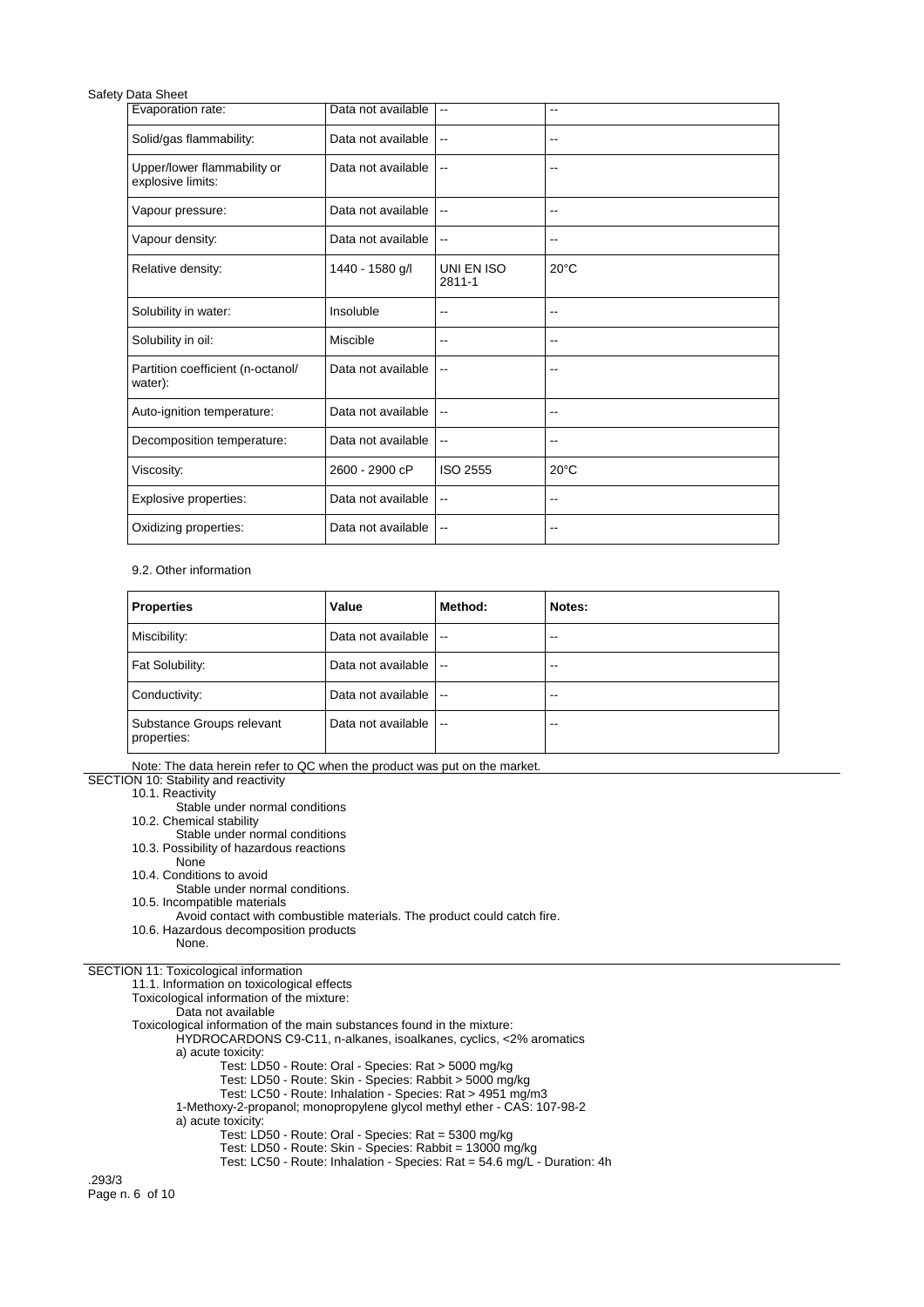| Evaporation rate: | Data not available | -- | -- |
|---|---|---|---|
| Solid/gas flammability: | Data not available | -- | -- |
| Upper/lower flammability or explosive limits: | Data not available | -- | -- |
| Vapour pressure: | Data not available | -- | -- |
| Vapour density: | Data not available | -- | -- |
| Relative density: | 1440 - 1580 g/l | UNI EN ISO 2811-1 | 20°C |
| Solubility in water: | Insoluble | -- | -- |
| Solubility in oil: | Miscible | -- | -- |
| Partition coefficient (n-octanol/ water): | Data not available | -- | -- |
| Auto-ignition temperature: | Data not available | -- | -- |
| Decomposition temperature: | Data not available | -- | -- |
| Viscosity: | 2600 - 2900 cP | ISO 2555 | 20°C |
| Explosive properties: | Data not available | -- | -- |
| Oxidizing properties: | Data not available | -- | -- |

9.2. Other information

| **Properties** | **Value** | **Method:** | **Notes:** |
|---|---|---|---|
| Miscibility: | Data not available | -- | -- |
| Fat Solubility: | Data not available | -- | -- |
| Conductivity: | Data not available | -- | -- |
| Substance Groups relevant properties: | Data not available | -- | -- |

Note: The data herein refer to QC when the product was put on the market.

## SECTION 10: Stability and reactivity

10.1. Reactivity
Stable under normal conditions

10.2. Chemical stability
Stable under normal conditions

10.3. Possibility of hazardous reactions
None

10.4. Conditions to avoid
Stable under normal conditions.

10.5. Incompatible materials
Avoid contact with combustible materials. The product could catch fire.

10.6. Hazardous decomposition products
None.

## SECTION 11: Toxicological information

11.1. Information on toxicological effects

Toxicological information of the mixture:
Data not available

Toxicological information of the main substances found in the mixture:

HYDROCARDONS C9-C11, n-alkanes, isoalkanes, cyclics, <2% aromatics

a) acute toxicity:
- Test: LD50 - Route: Oral - Species: Rat > 5000 mg/kg
- Test: LD50 - Route: Skin - Species: Rabbit > 5000 mg/kg
- Test: LC50 - Route: Inhalation - Species: Rat > 4951 mg/m3

1-Methoxy-2-propanol; monopropylene glycol methyl ether - CAS: 107-98-2

a) acute toxicity:
- Test: LD50 - Route: Oral - Species: Rat = 5300 mg/kg
- Test: LD50 - Route: Skin - Species: Rabbit = 13000 mg/kg
- Test: LC50 - Route: Inhalation - Species: Rat = 54.6 mg/L - Duration: 4h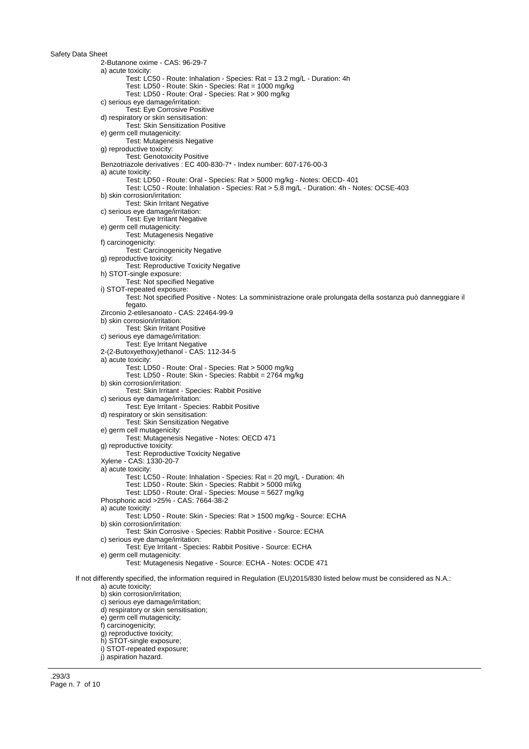2-Butanone oxime - CAS: 96-29-7

a) acute toxicity:
- Test: LC50 - Route: Inhalation - Species: Rat = 13.2 mg/L - Duration: 4h
- Test: LD50 - Route: Skin - Species: Rat = 1000 mg/kg
- Test: LD50 - Route: Oral - Species: Rat > 900 mg/kg

c) serious eye damage/irritation:
- Test: Eye Corrosive Positive

d) respiratory or skin sensitisation:
- Test: Skin Sensitization Positive

e) germ cell mutagenicity:
- Test: Mutagenesis Negative

g) reproductive toxicity:
- Test: Genotoxicity Positive

Benzotriazole derivatives : EC 400-830-7* - Index number: 607-176-00-3

a) acute toxicity:
- Test: LD50 - Route: Oral - Species: Rat > 5000 mg/kg - Notes: OECD- 401
- Test: LC50 - Route: Inhalation - Species: Rat > 5.8 mg/L - Duration: 4h - Notes: OCSE-403

b) skin corrosion/irritation:
- Test: Skin Irritant Negative

c) serious eye damage/irritation:
- Test: Eye Irritant Negative

e) germ cell mutagenicity:
- Test: Mutagenesis Negative

f) carcinogenicity:
- Test: Carcinogenicity Negative

g) reproductive toxicity:
- Test: Reproductive Toxicity Negative

h) STOT-single exposure:
- Test: Not specified Negative

i) STOT-repeated exposure:
- Test: Not specified Positive - Notes: La somministrazione orale prolungata della sostanza può danneggiare il fegato.

Zirconio 2-etilesanoato - CAS: 22464-99-9

b) skin corrosion/irritation:
- Test: Skin Irritant Positive

c) serious eye damage/irritation:
- Test: Eye Irritant Negative

2-(2-Butoxyethoxy)ethanol - CAS: 112-34-5

a) acute toxicity:
- Test: LD50 - Route: Oral - Species: Rat > 5000 mg/kg
- Test: LD50 - Route: Skin - Species: Rabbit = 2764 mg/kg

b) skin corrosion/irritation:
- Test: Skin Irritant - Species: Rabbit Positive

c) serious eye damage/irritation:
- Test: Eye Irritant - Species: Rabbit Positive

d) respiratory or skin sensitisation:
- Test: Skin Sensitization Negative

e) germ cell mutagenicity:
- Test: Mutagenesis Negative - Notes: OECD 471

g) reproductive toxicity:
- Test: Reproductive Toxicity Negative

Xylene - CAS: 1330-20-7

a) acute toxicity:
- Test: LC50 - Route: Inhalation - Species: Rat = 20 mg/L - Duration: 4h
- Test: LD50 - Route: Skin - Species: Rabbit > 5000 ml/kg
- Test: LD50 - Route: Oral - Species: Mouse = 5627 mg/kg

Phosphoric acid >25% - CAS: 7664-38-2

a) acute toxicity:
- Test: LD50 - Route: Skin - Species: Rat > 1500 mg/kg - Source: ECHA

b) skin corrosion/irritation:
- Test: Skin Corrosive - Species: Rabbit Positive - Source: ECHA

c) serious eye damage/irritation:
- Test: Eye Irritant - Species: Rabbit Positive - Source: ECHA

e) germ cell mutagenicity:
- Test: Mutagenesis Negative - Source: ECHA - Notes: OCDE 471

If not differently specified, the information required in Regulation (EU)2015/830 listed below must be considered as N.A.:

a) acute toxicity;
b) skin corrosion/irritation;
c) serious eye damage/irritation;
d) respiratory or skin sensitisation;
e) germ cell mutagenicity;
f) carcinogenicity;
g) reproductive toxicity;
h) STOT-single exposure;
i) STOT-repeated exposure;
j) aspiration hazard.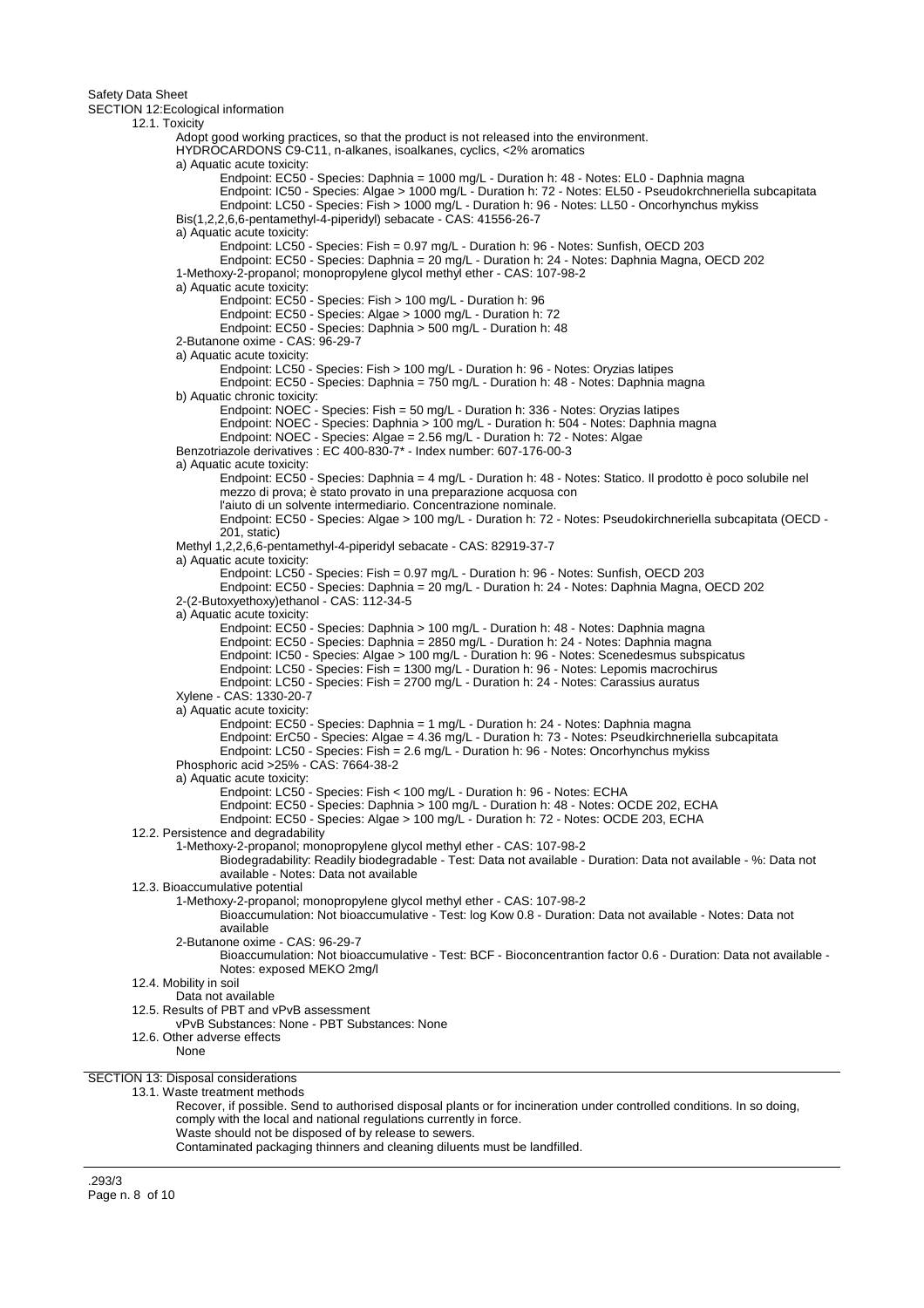Safety Data Sheet

## SECTION 12:Ecological information

### 12.1. Toxicity

Adopt good working practices, so that the product is not released into the environment.

HYDROCARDONS C9-C11, n-alkanes, isoalkanes, cyclics, <2% aromatics

a) Aquatic acute toxicity:

- Endpoint: EC50 - Species: Daphnia = 1000 mg/L - Duration h: 48 - Notes: EL0 - Daphnia magna
- Endpoint: IC50 - Species: Algae > 1000 mg/L - Duration h: 72 - Notes: EL50 - Pseudokrchneriella subcapitata
- Endpoint: LC50 - Species: Fish > 1000 mg/L - Duration h: 96 - Notes: LL50 - Oncorhynchus mykiss

Bis(1,2,2,6,6-pentamethyl-4-piperidyl) sebacate - CAS: 41556-26-7

a) Aquatic acute toxicity:

- Endpoint: LC50 - Species: Fish = 0.97 mg/L - Duration h: 96 - Notes: Sunfish, OECD 203
- Endpoint: EC50 - Species: Daphnia = 20 mg/L - Duration h: 24 - Notes: Daphnia Magna, OECD 202

1-Methoxy-2-propanol; monopropylene glycol methyl ether - CAS: 107-98-2

a) Aquatic acute toxicity:

- Endpoint: EC50 - Species: Fish > 100 mg/L - Duration h: 96
- Endpoint: EC50 - Species: Algae > 1000 mg/L - Duration h: 72
- Endpoint: EC50 - Species: Daphnia > 500 mg/L - Duration h: 48

2-Butanone oxime - CAS: 96-29-7

a) Aquatic acute toxicity:

- Endpoint: LC50 - Species: Fish > 100 mg/L - Duration h: 96 - Notes: Oryzias latipes
- Endpoint: EC50 - Species: Daphnia = 750 mg/L - Duration h: 48 - Notes: Daphnia magna

b) Aquatic chronic toxicity:

- Endpoint: NOEC - Species: Fish = 50 mg/L - Duration h: 336 - Notes: Oryzias latipes
- Endpoint: NOEC - Species: Daphnia > 100 mg/L - Duration h: 504 - Notes: Daphnia magna
- Endpoint: NOEC - Species: Algae = 2.56 mg/L - Duration h: 72 - Notes: Algae

Benzotriazole derivatives : EC 400-830-7* - Index number: 607-176-00-3

a) Aquatic acute toxicity:

- Endpoint: EC50 - Species: Daphnia = 4 mg/L - Duration h: 48 - Notes: Statico. Il prodotto è poco solubile nel mezzo di prova; è stato provato in una preparazione acquosa con l'aiuto di un solvente intermediario. Concentrazione nominale.
- Endpoint: EC50 - Species: Algae > 100 mg/L - Duration h: 72 - Notes: Pseudokirchneriella subcapitata (OECD - 201, static)

Methyl 1,2,2,6,6-pentamethyl-4-piperidyl sebacate - CAS: 82919-37-7

a) Aquatic acute toxicity:

- Endpoint: LC50 - Species: Fish = 0.97 mg/L - Duration h: 96 - Notes: Sunfish, OECD 203
- Endpoint: EC50 - Species: Daphnia = 20 mg/L - Duration h: 24 - Notes: Daphnia Magna, OECD 202

2-(2-Butoxyethoxy)ethanol - CAS: 112-34-5

a) Aquatic acute toxicity:

- Endpoint: EC50 - Species: Daphnia > 100 mg/L - Duration h: 48 - Notes: Daphnia magna
- Endpoint: EC50 - Species: Daphnia = 2850 mg/L - Duration h: 24 - Notes: Daphnia magna
- Endpoint: IC50 - Species: Algae > 100 mg/L - Duration h: 96 - Notes: Scenedesmus subspicatus
- Endpoint: LC50 - Species: Fish = 1300 mg/L - Duration h: 96 - Notes: Lepomis macrochirus
- Endpoint: LC50 - Species: Fish = 2700 mg/L - Duration h: 24 - Notes: Carassius auratus

Xylene - CAS: 1330-20-7

a) Aquatic acute toxicity:

- Endpoint: EC50 - Species: Daphnia = 1 mg/L - Duration h: 24 - Notes: Daphnia magna
- Endpoint: ErC50 - Species: Algae = 4.36 mg/L - Duration h: 73 - Notes: Pseudkirchneriella subcapitata
- Endpoint: LC50 - Species: Fish = 2.6 mg/L - Duration h: 96 - Notes: Oncorhynchus mykiss

Phosphoric acid >25% - CAS: 7664-38-2

a) Aquatic acute toxicity:

- Endpoint: LC50 - Species: Fish < 100 mg/L - Duration h: 96 - Notes: ECHA
- Endpoint: EC50 - Species: Daphnia > 100 mg/L - Duration h: 48 - Notes: OCDE 202, ECHA
- Endpoint: EC50 - Species: Algae > 100 mg/L - Duration h: 72 - Notes: OCDE 203, ECHA

### 12.2. Persistence and degradability

1-Methoxy-2-propanol; monopropylene glycol methyl ether - CAS: 107-98-2

Biodegradability: Readily biodegradable - Test: Data not available - Duration: Data not available - %: Data not available - Notes: Data not available

### 12.3. Bioaccumulative potential

1-Methoxy-2-propanol; monopropylene glycol methyl ether - CAS: 107-98-2

Bioaccumulation: Not bioaccumulative - Test: log Kow 0.8 - Duration: Data not available - Notes: Data not available

2-Butanone oxime - CAS: 96-29-7

Bioaccumulation: Not bioaccumulative - Test: BCF - Bioconcentrantion factor 0.6 - Duration: Data not available - Notes: exposed MEKO 2mg/l

### 12.4. Mobility in soil

Data not available

### 12.5. Results of PBT and vPvB assessment

vPvB Substances: None - PBT Substances: None

### 12.6. Other adverse effects

None

## SECTION 13: Disposal considerations

### 13.1. Waste treatment methods

Recover, if possible. Send to authorised disposal plants or for incineration under controlled conditions. In so doing, comply with the local and national regulations currently in force.

Waste should not be disposed of by release to sewers.

Contaminated packaging thinners and cleaning diluents must be landfilled.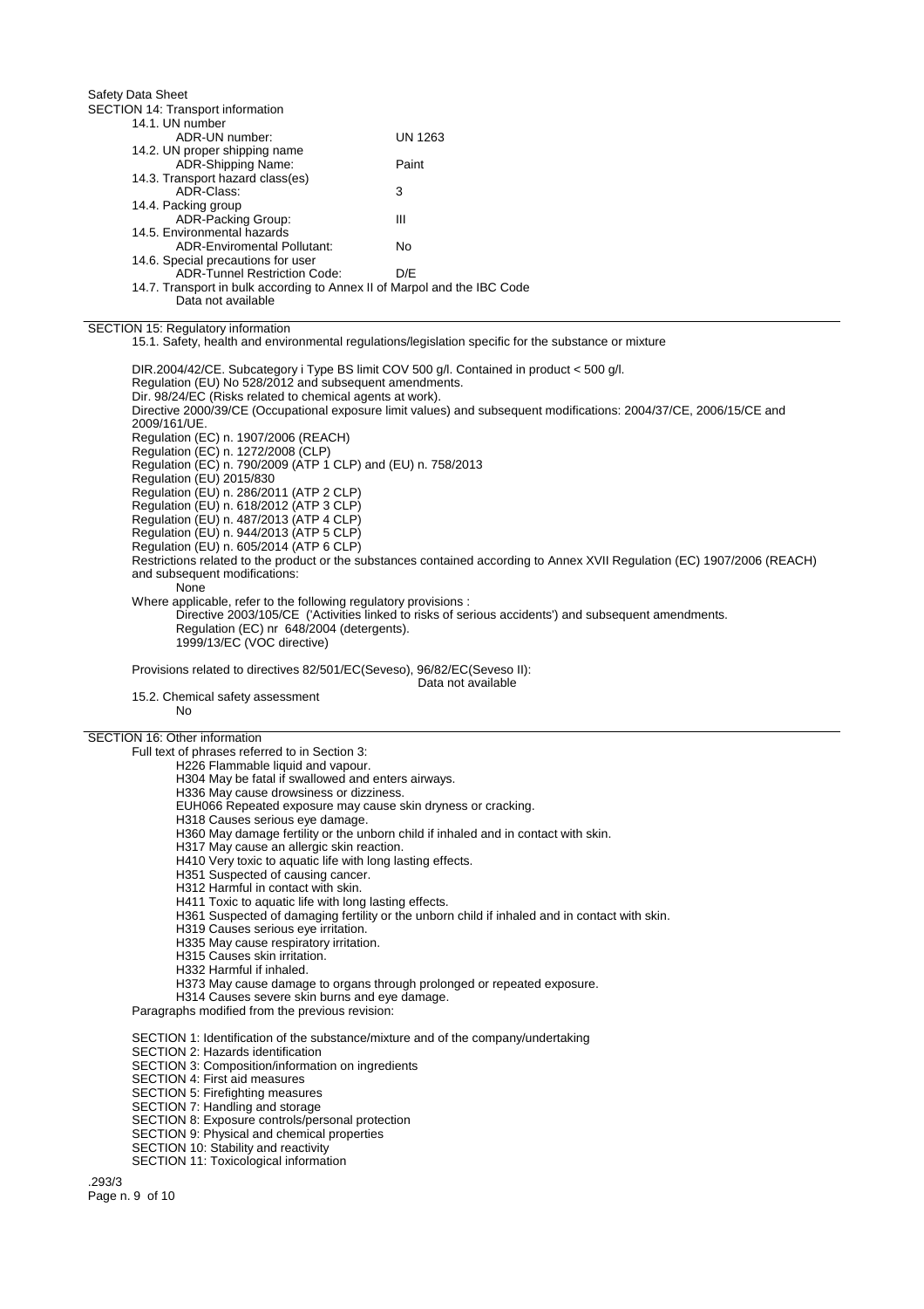Safety Data Sheet

## SECTION 14: Transport information

14.1. UN number

| | |
|---|---|
| ADR-UN number: | UN 1263 |

14.2. UN proper shipping name

| | |
|---|---|
| ADR-Shipping Name: | Paint |

14.3. Transport hazard class(es)

| | |
|---|---|
| ADR-Class: | 3 |

14.4. Packing group

| | |
|---|---|
| ADR-Packing Group: | III |

14.5. Environmental hazards

| | |
|---|---|
| ADR-Enviromental Pollutant: | No |

14.6. Special precautions for user

| | |
|---|---|
| ADR-Tunnel Restriction Code: | D/E |

14.7. Transport in bulk according to Annex II of Marpol and the IBC Code

Data not available

## SECTION 15: Regulatory information

15.1. Safety, health and environmental regulations/legislation specific for the substance or mixture

DIR.2004/42/CE. Subcategory i Type BS limit COV 500 g/l. Contained in product < 500 g/l.
Regulation (EU) No 528/2012 and subsequent amendments.
Dir. 98/24/EC (Risks related to chemical agents at work).
Directive 2000/39/CE (Occupational exposure limit values) and subsequent modifications: 2004/37/CE, 2006/15/CE and 2009/161/UE.
Regulation (EC) n. 1907/2006 (REACH)
Regulation (EC) n. 1272/2008 (CLP)
Regulation (EC) n. 790/2009 (ATP 1 CLP) and (EU) n. 758/2013
Regulation (EU) 2015/830
Regulation (EU) n. 286/2011 (ATP 2 CLP)
Regulation (EU) n. 618/2012 (ATP 3 CLP)
Regulation (EU) n. 487/2013 (ATP 4 CLP)
Regulation (EU) n. 944/2013 (ATP 5 CLP)
Regulation (EU) n. 605/2014 (ATP 6 CLP)
Restrictions related to the product or the substances contained according to Annex XVII Regulation (EC) 1907/2006 (REACH) and subsequent modifications:

None

Where applicable, refer to the following regulatory provisions :

Directive 2003/105/CE ('Activities linked to risks of serious accidents') and subsequent amendments.
Regulation (EC) nr 648/2004 (detergents).
1999/13/EC (VOC directive)

Provisions related to directives 82/501/EC(Seveso), 96/82/EC(Seveso II):

Data not available

15.2. Chemical safety assessment

No

## SECTION 16: Other information

Full text of phrases referred to in Section 3:

H226 Flammable liquid and vapour.
H304 May be fatal if swallowed and enters airways.
H336 May cause drowsiness or dizziness.
EUH066 Repeated exposure may cause skin dryness or cracking.
H318 Causes serious eye damage.
H360 May damage fertility or the unborn child if inhaled and in contact with skin.
H317 May cause an allergic skin reaction.
H410 Very toxic to aquatic life with long lasting effects.
H351 Suspected of causing cancer.
H312 Harmful in contact with skin.
H411 Toxic to aquatic life with long lasting effects.
H361 Suspected of damaging fertility or the unborn child if inhaled and in contact with skin.
H319 Causes serious eye irritation.
H335 May cause respiratory irritation.
H315 Causes skin irritation.
H332 Harmful if inhaled.
H373 May cause damage to organs through prolonged or repeated exposure.
H314 Causes severe skin burns and eye damage.

Paragraphs modified from the previous revision:

SECTION 1: Identification of the substance/mixture and of the company/undertaking
SECTION 2: Hazards identification
SECTION 3: Composition/information on ingredients
SECTION 4: First aid measures
SECTION 5: Firefighting measures
SECTION 7: Handling and storage
SECTION 8: Exposure controls/personal protection
SECTION 9: Physical and chemical properties
SECTION 10: Stability and reactivity
SECTION 11: Toxicological information

.293/3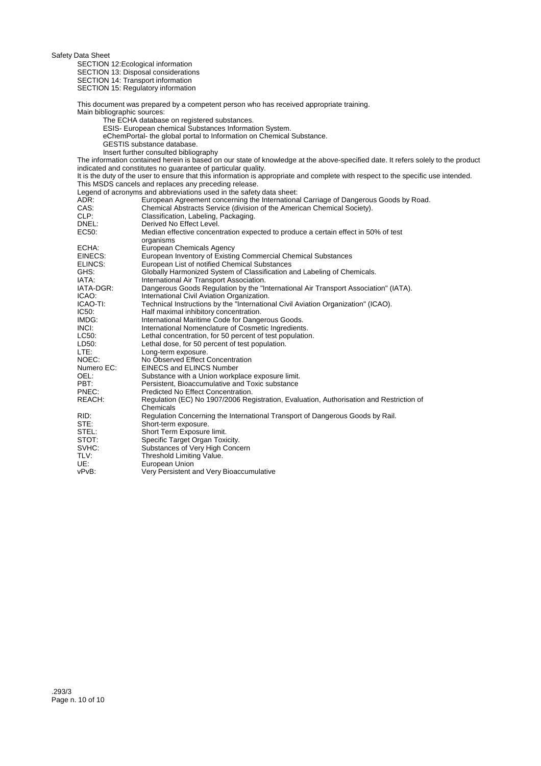Safety Data Sheet

SECTION 12:Ecological information
SECTION 13: Disposal considerations
SECTION 14: Transport information
SECTION 15: Regulatory information

This document was prepared by a competent person who has received appropriate training.

Main bibliographic sources:

- The ECHA database on registered substances.
- ESIS- European chemical Substances Information System.
- eChemPortal- the global portal to Information on Chemical Substance.
- GESTIS substance database.
- Insert further consulted bibliography

The information contained herein is based on our state of knowledge at the above-specified date. It refers solely to the product indicated and constitutes no guarantee of particular quality.

It is the duty of the user to ensure that this information is appropriate and complete with respect to the specific use intended.

This MSDS cancels and replaces any preceding release.

Legend of acronyms and abbreviations used in the safety data sheet:

| | |
|---|---|
| ADR: | European Agreement concerning the International Carriage of Dangerous Goods by Road. |
| CAS: | Chemical Abstracts Service (division of the American Chemical Society). |
| CLP: | Classification, Labeling, Packaging. |
| DNEL: | Derived No Effect Level. |
| EC50: | Median effective concentration expected to produce a certain effect in 50% of test organisms |
| ECHA: | European Chemicals Agency |
| EINECS: | European Inventory of Existing Commercial Chemical Substances |
| ELINCS: | European List of notified Chemical Substances |
| GHS: | Globally Harmonized System of Classification and Labeling of Chemicals. |
| IATA: | International Air Transport Association. |
| IATA-DGR: | Dangerous Goods Regulation by the "International Air Transport Association" (IATA). |
| ICAO: | International Civil Aviation Organization. |
| ICAO-TI: | Technical Instructions by the "International Civil Aviation Organization" (ICAO). |
| IC50: | Half maximal inhibitory concentration. |
| IMDG: | International Maritime Code for Dangerous Goods. |
| INCI: | International Nomenclature of Cosmetic Ingredients. |
| LC50: | Lethal concentration, for 50 percent of test population. |
| LD50: | Lethal dose, for 50 percent of test population. |
| LTE: | Long-term exposure. |
| NOEC: | No Observed Effect Concentration |
| Numero EC: | EINECS and ELINCS Number |
| OEL: | Substance with a Union workplace exposure limit. |
| PBT: | Persistent, Bioaccumulative and Toxic substance |
| PNEC: | Predicted No Effect Concentration. |
| REACH: | Regulation (EC) No 1907/2006 Registration, Evaluation, Authorisation and Restriction of Chemicals |
| RID: | Regulation Concerning the International Transport of Dangerous Goods by Rail. |
| STE: | Short-term exposure. |
| STEL: | Short Term Exposure limit. |
| STOT: | Specific Target Organ Toxicity. |
| SVHC: | Substances of Very High Concern |
| TLV: | Threshold Limiting Value. |
| UE: | European Union |
| vPvB: | Very Persistent and Very Bioaccumulative |

.293/3